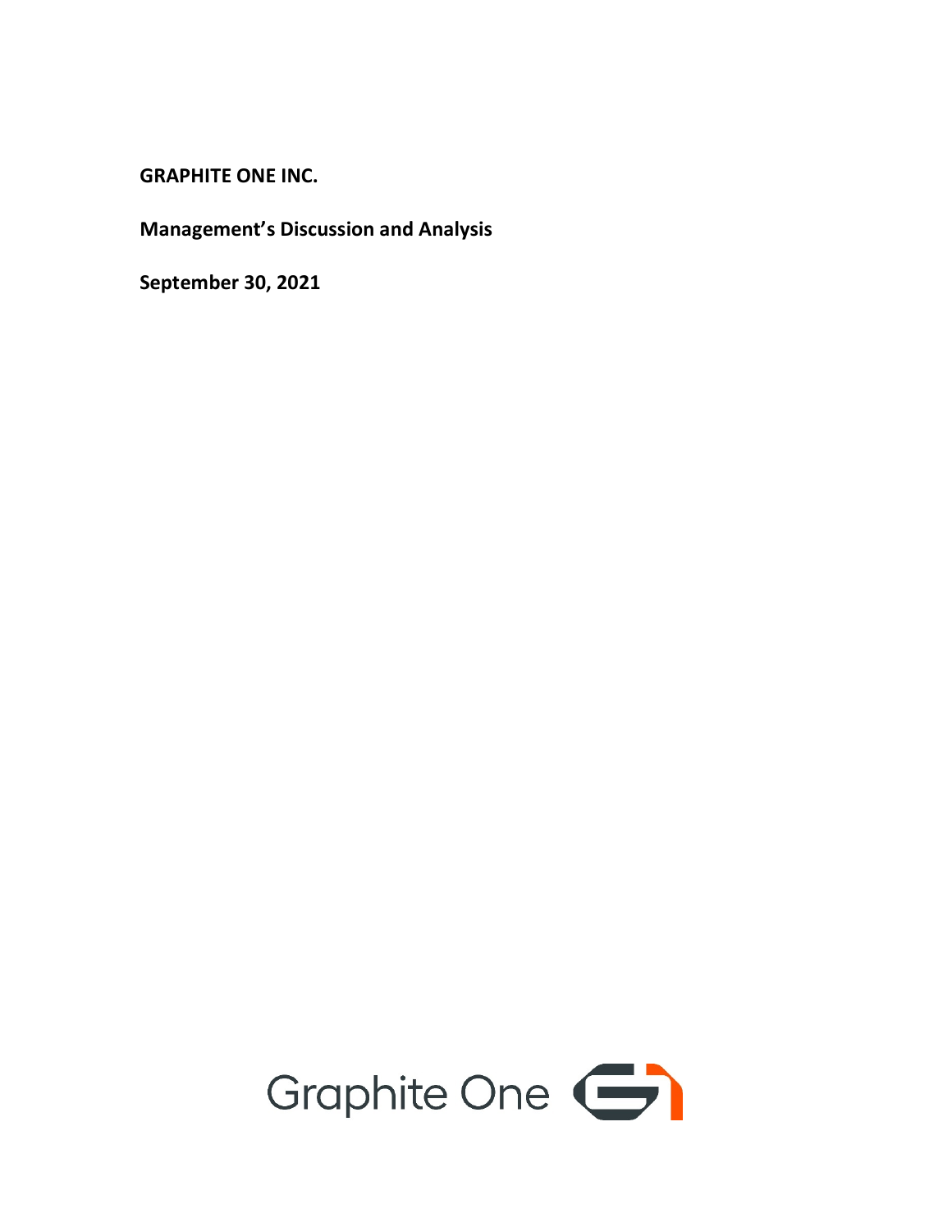**GRAPHITE ONE INC.**

**Management's Discussion and Analysis**

**September 30, 2021**

Graphite One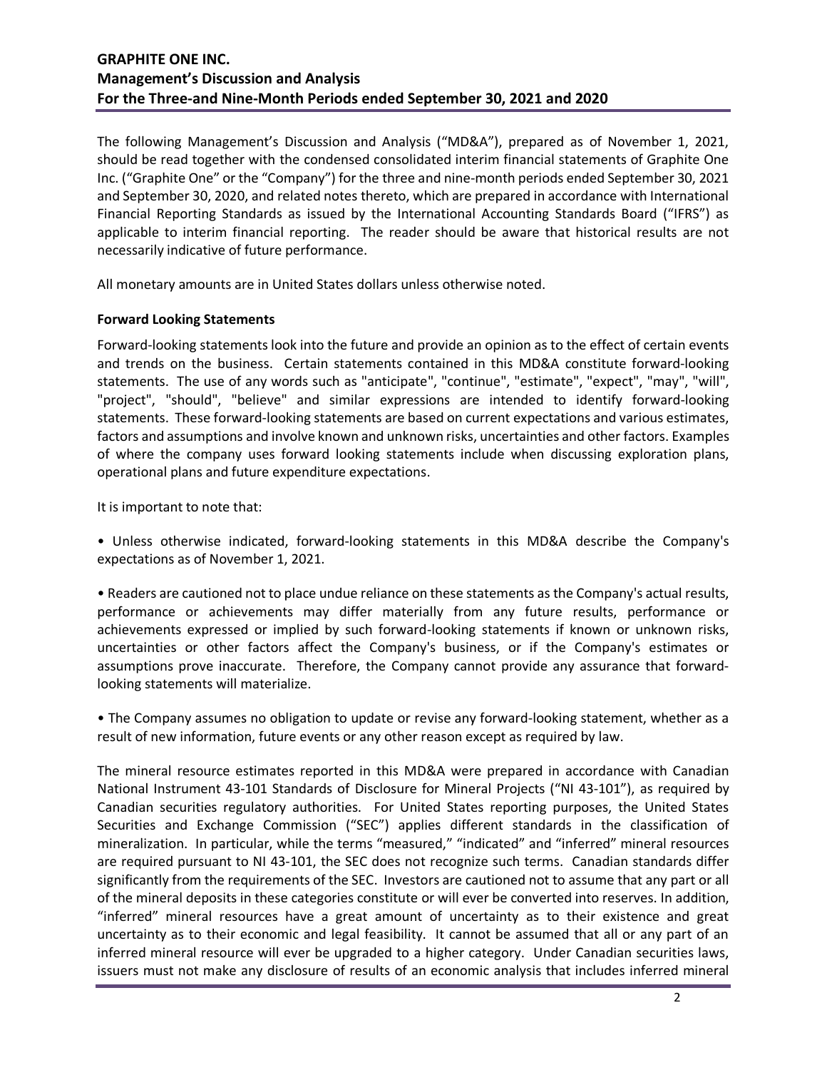The following Management's Discussion and Analysis ("MD&A"), prepared as of November 1, 2021, should be read together with the condensed consolidated interim financial statements of Graphite One Inc. ("Graphite One" or the "Company") for the three and nine-month periods ended September 30, 2021 and September 30, 2020, and related notes thereto, which are prepared in accordance with International Financial Reporting Standards as issued by the International Accounting Standards Board ("IFRS") as applicable to interim financial reporting. The reader should be aware that historical results are not necessarily indicative of future performance.

All monetary amounts are in United States dollars unless otherwise noted.

**Forward Looking Statements**

Forward-looking statements look into the future and provide an opinion as to the effect of certain events and trends on the business. Certain statements contained in this MD&A constitute forward-looking statements. The use of any words such as "anticipate", "continue", "estimate", "expect", "may", "will", "project", "should", "believe" and similar expressions are intended to identify forward-looking statements. These forward-looking statements are based on current expectations and various estimates, factors and assumptions and involve known and unknown risks, uncertainties and other factors. Examples of where the company uses forward looking statements include when discussing exploration plans, operational plans and future expenditure expectations.

It is important to note that:

• Unless otherwise indicated, forward-looking statements in this MD&A describe the Company's expectations as of November 1, 2021.

• Readers are cautioned not to place undue reliance on these statements as the Company's actual results, performance or achievements may differ materially from any future results, performance or achievements expressed or implied by such forward-looking statements if known or unknown risks, uncertainties or other factors affect the Company's business, or if the Company's estimates or assumptions prove inaccurate. Therefore, the Company cannot provide any assurance that forward-looking statements will materialize.

• The Company assumes no obligation to update or revise any forward-looking statement, whether as a result of new information, future events or any other reason except as required by law.

The mineral resource estimates reported in this MD&A were prepared in accordance with Canadian National Instrument 43-101 Standards of Disclosure for Mineral Projects ("NI 43-101"), as required by Canadian securities regulatory authorities. For United States reporting purposes, the United States Securities and Exchange Commission ("SEC") applies different standards in the classification of mineralization. In particular, while the terms "measured," "indicated" and "inferred" mineral resources are required pursuant to NI 43-101, the SEC does not recognize such terms. Canadian standards differ significantly from the requirements of the SEC. Investors are cautioned not to assume that any part or all of the mineral deposits in these categories constitute or will ever be converted into reserves. In addition, "inferred" mineral resources have a great amount of uncertainty as to their existence and great uncertainty as to their economic and legal feasibility. It cannot be assumed that all or any part of an inferred mineral resource will ever be upgraded to a higher category. Under Canadian securities laws, issuers must not make any disclosure of results of an economic analysis that includes inferred mineral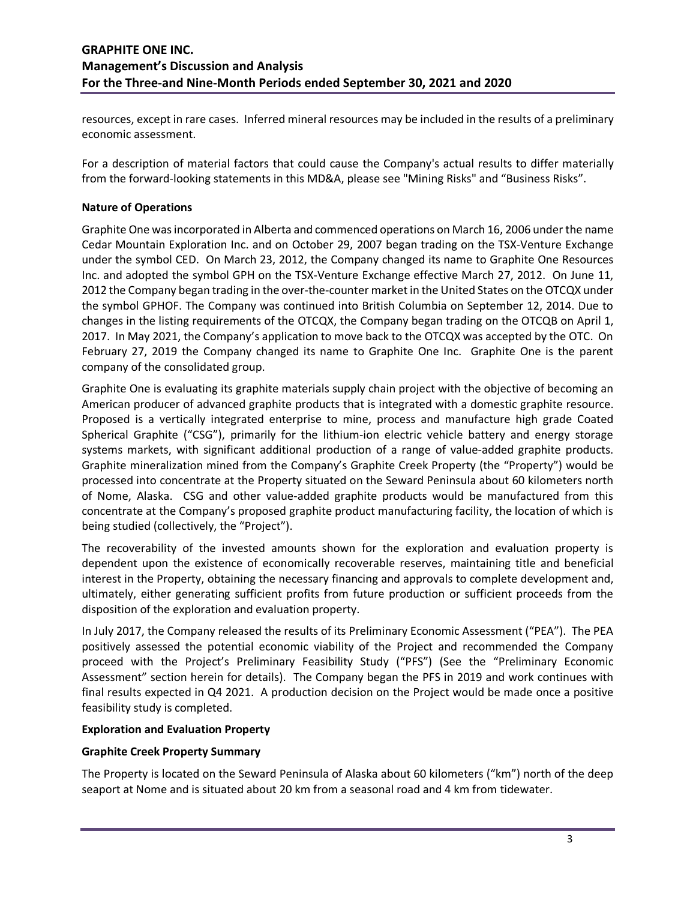resources, except in rare cases. Inferred mineral resources may be included in the results of a preliminary economic assessment.

For a description of material factors that could cause the Company's actual results to differ materially from the forward-looking statements in this MD&A, please see "Mining Risks" and "Business Risks".

**Nature of Operations**

Graphite One was incorporated in Alberta and commenced operations on March 16, 2006 under the name Cedar Mountain Exploration Inc. and on October 29, 2007 began trading on the TSX-Venture Exchange under the symbol CED. On March 23, 2012, the Company changed its name to Graphite One Resources Inc. and adopted the symbol GPH on the TSX-Venture Exchange effective March 27, 2012. On June 11, 2012 the Company began trading in the over-the-counter market in the United States on the OTCQX under the symbol GPHOF. The Company was continued into British Columbia on September 12, 2014. Due to changes in the listing requirements of the OTCQX, the Company began trading on the OTCQB on April 1, 2017. In May 2021, the Company's application to move back to the OTCQX was accepted by the OTC. On February 27, 2019 the Company changed its name to Graphite One Inc. Graphite One is the parent company of the consolidated group.

Graphite One is evaluating its graphite materials supply chain project with the objective of becoming an American producer of advanced graphite products that is integrated with a domestic graphite resource. Proposed is a vertically integrated enterprise to mine, process and manufacture high grade Coated Spherical Graphite ("CSG"), primarily for the lithium-ion electric vehicle battery and energy storage systems markets, with significant additional production of a range of value-added graphite products. Graphite mineralization mined from the Company's Graphite Creek Property (the "Property") would be processed into concentrate at the Property situated on the Seward Peninsula about 60 kilometers north of Nome, Alaska. CSG and other value-added graphite products would be manufactured from this concentrate at the Company's proposed graphite product manufacturing facility, the location of which is being studied (collectively, the "Project").

The recoverability of the invested amounts shown for the exploration and evaluation property is dependent upon the existence of economically recoverable reserves, maintaining title and beneficial interest in the Property, obtaining the necessary financing and approvals to complete development and, ultimately, either generating sufficient profits from future production or sufficient proceeds from the disposition of the exploration and evaluation property.

In July 2017, the Company released the results of its Preliminary Economic Assessment ("PEA"). The PEA positively assessed the potential economic viability of the Project and recommended the Company proceed with the Project's Preliminary Feasibility Study ("PFS") (See the "Preliminary Economic Assessment" section herein for details). The Company began the PFS in 2019 and work continues with final results expected in Q4 2021. A production decision on the Project would be made once a positive feasibility study is completed.

**Exploration and Evaluation Property**

**Graphite Creek Property Summary**

The Property is located on the Seward Peninsula of Alaska about 60 kilometers ("km") north of the deep seaport at Nome and is situated about 20 km from a seasonal road and 4 km from tidewater.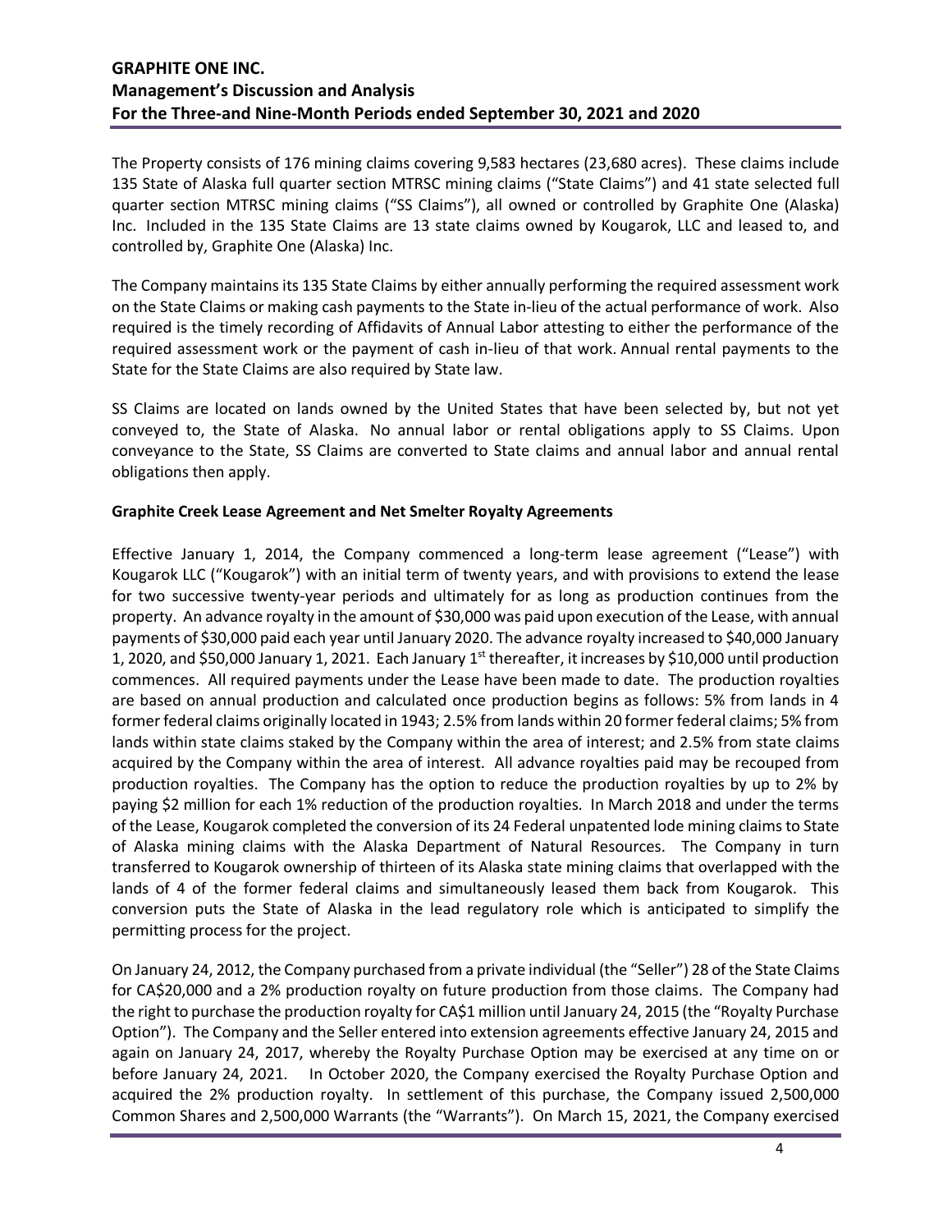The Property consists of 176 mining claims covering 9,583 hectares (23,680 acres). These claims include 135 State of Alaska full quarter section MTRSC mining claims ("State Claims") and 41 state selected full quarter section MTRSC mining claims ("SS Claims"), all owned or controlled by Graphite One (Alaska) Inc. Included in the 135 State Claims are 13 state claims owned by Kougarok, LLC and leased to, and controlled by, Graphite One (Alaska) Inc.

The Company maintains its 135 State Claims by either annually performing the required assessment work on the State Claims or making cash payments to the State in-lieu of the actual performance of work. Also required is the timely recording of Affidavits of Annual Labor attesting to either the performance of the required assessment work or the payment of cash in-lieu of that work. Annual rental payments to the State for the State Claims are also required by State law.

SS Claims are located on lands owned by the United States that have been selected by, but not yet conveyed to, the State of Alaska. No annual labor or rental obligations apply to SS Claims. Upon conveyance to the State, SS Claims are converted to State claims and annual labor and annual rental obligations then apply.

**Graphite Creek Lease Agreement and Net Smelter Royalty Agreements**

Effective January 1, 2014, the Company commenced a long-term lease agreement ("Lease") with Kougarok LLC ("Kougarok") with an initial term of twenty years, and with provisions to extend the lease for two successive twenty-year periods and ultimately for as long as production continues from the property. An advance royalty in the amount of $30,000 was paid upon execution of the Lease, with annual payments of $30,000 paid each year until January 2020. The advance royalty increased to $40,000 January 1, 2020, and $50,000 January 1, 2021. Each January 1st thereafter, it increases by $10,000 until production commences. All required payments under the Lease have been made to date. The production royalties are based on annual production and calculated once production begins as follows: 5% from lands in 4 former federal claims originally located in 1943; 2.5% from lands within 20 former federal claims; 5% from lands within state claims staked by the Company within the area of interest; and 2.5% from state claims acquired by the Company within the area of interest. All advance royalties paid may be recouped from production royalties. The Company has the option to reduce the production royalties by up to 2% by paying $2 million for each 1% reduction of the production royalties. In March 2018 and under the terms of the Lease, Kougarok completed the conversion of its 24 Federal unpatented lode mining claims to State of Alaska mining claims with the Alaska Department of Natural Resources. The Company in turn transferred to Kougarok ownership of thirteen of its Alaska state mining claims that overlapped with the lands of 4 of the former federal claims and simultaneously leased them back from Kougarok. This conversion puts the State of Alaska in the lead regulatory role which is anticipated to simplify the permitting process for the project.

On January 24, 2012, the Company purchased from a private individual (the "Seller") 28 of the State Claims for CA$20,000 and a 2% production royalty on future production from those claims. The Company had the right to purchase the production royalty for CA$1 million until January 24, 2015 (the "Royalty Purchase Option"). The Company and the Seller entered into extension agreements effective January 24, 2015 and again on January 24, 2017, whereby the Royalty Purchase Option may be exercised at any time on or before January 24, 2021. In October 2020, the Company exercised the Royalty Purchase Option and acquired the 2% production royalty. In settlement of this purchase, the Company issued 2,500,000 Common Shares and 2,500,000 Warrants (the "Warrants"). On March 15, 2021, the Company exercised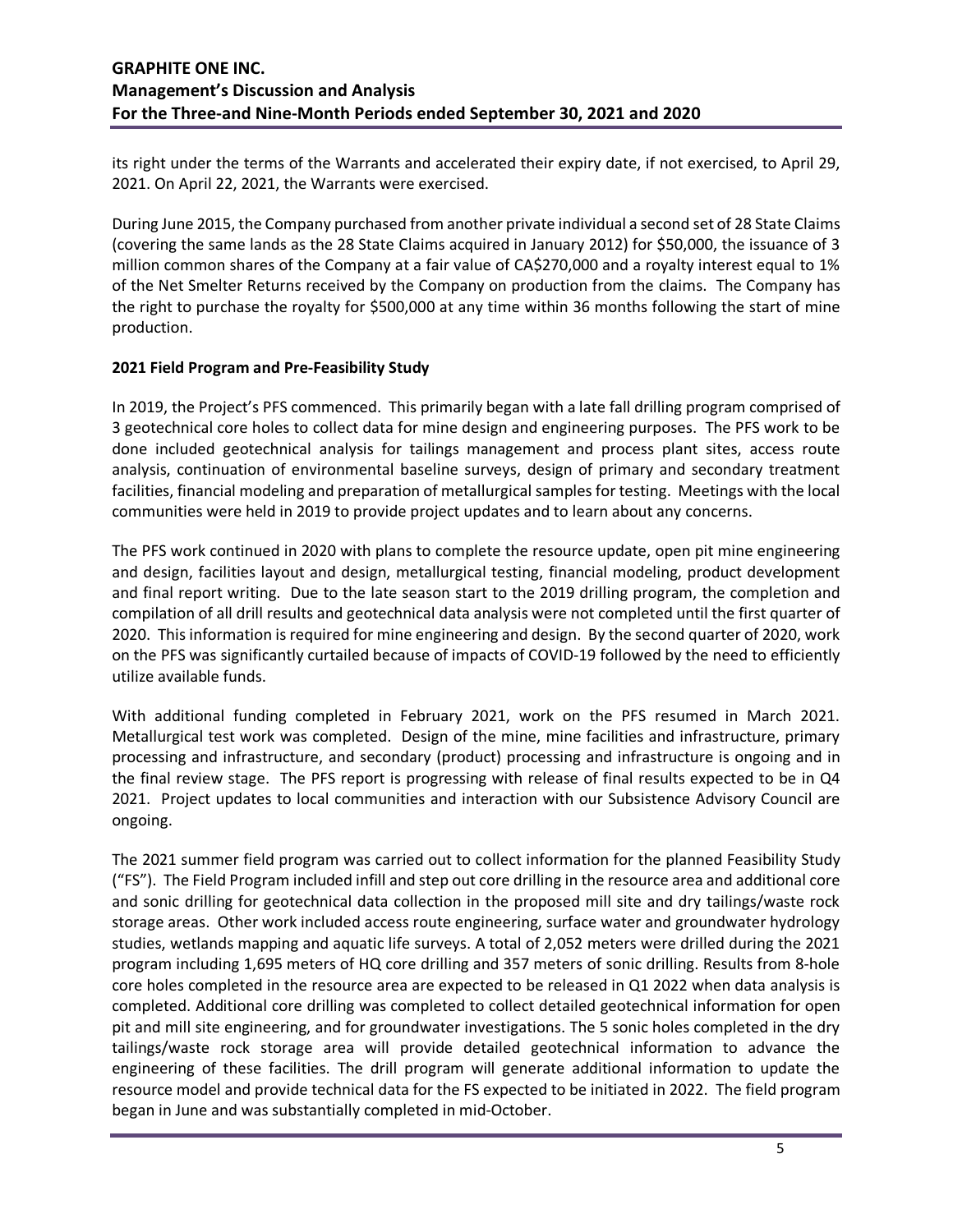its right under the terms of the Warrants and accelerated their expiry date, if not exercised, to April 29, 2021. On April 22, 2021, the Warrants were exercised.

During June 2015, the Company purchased from another private individual a second set of 28 State Claims (covering the same lands as the 28 State Claims acquired in January 2012) for $50,000, the issuance of 3 million common shares of the Company at a fair value of CA$270,000 and a royalty interest equal to 1% of the Net Smelter Returns received by the Company on production from the claims. The Company has the right to purchase the royalty for $500,000 at any time within 36 months following the start of mine production.

**2021 Field Program and Pre-Feasibility Study**

In 2019, the Project's PFS commenced. This primarily began with a late fall drilling program comprised of 3 geotechnical core holes to collect data for mine design and engineering purposes. The PFS work to be done included geotechnical analysis for tailings management and process plant sites, access route analysis, continuation of environmental baseline surveys, design of primary and secondary treatment facilities, financial modeling and preparation of metallurgical samples for testing. Meetings with the local communities were held in 2019 to provide project updates and to learn about any concerns.

The PFS work continued in 2020 with plans to complete the resource update, open pit mine engineering and design, facilities layout and design, metallurgical testing, financial modeling, product development and final report writing. Due to the late season start to the 2019 drilling program, the completion and compilation of all drill results and geotechnical data analysis were not completed until the first quarter of 2020. This information is required for mine engineering and design. By the second quarter of 2020, work on the PFS was significantly curtailed because of impacts of COVID-19 followed by the need to efficiently utilize available funds.

With additional funding completed in February 2021, work on the PFS resumed in March 2021. Metallurgical test work was completed. Design of the mine, mine facilities and infrastructure, primary processing and infrastructure, and secondary (product) processing and infrastructure is ongoing and in the final review stage. The PFS report is progressing with release of final results expected to be in Q4 2021. Project updates to local communities and interaction with our Subsistence Advisory Council are ongoing.

The 2021 summer field program was carried out to collect information for the planned Feasibility Study ("FS"). The Field Program included infill and step out core drilling in the resource area and additional core and sonic drilling for geotechnical data collection in the proposed mill site and dry tailings/waste rock storage areas. Other work included access route engineering, surface water and groundwater hydrology studies, wetlands mapping and aquatic life surveys. A total of 2,052 meters were drilled during the 2021 program including 1,695 meters of HQ core drilling and 357 meters of sonic drilling. Results from 8-hole core holes completed in the resource area are expected to be released in Q1 2022 when data analysis is completed. Additional core drilling was completed to collect detailed geotechnical information for open pit and mill site engineering, and for groundwater investigations. The 5 sonic holes completed in the dry tailings/waste rock storage area will provide detailed geotechnical information to advance the engineering of these facilities. The drill program will generate additional information to update the resource model and provide technical data for the FS expected to be initiated in 2022. The field program began in June and was substantially completed in mid-October.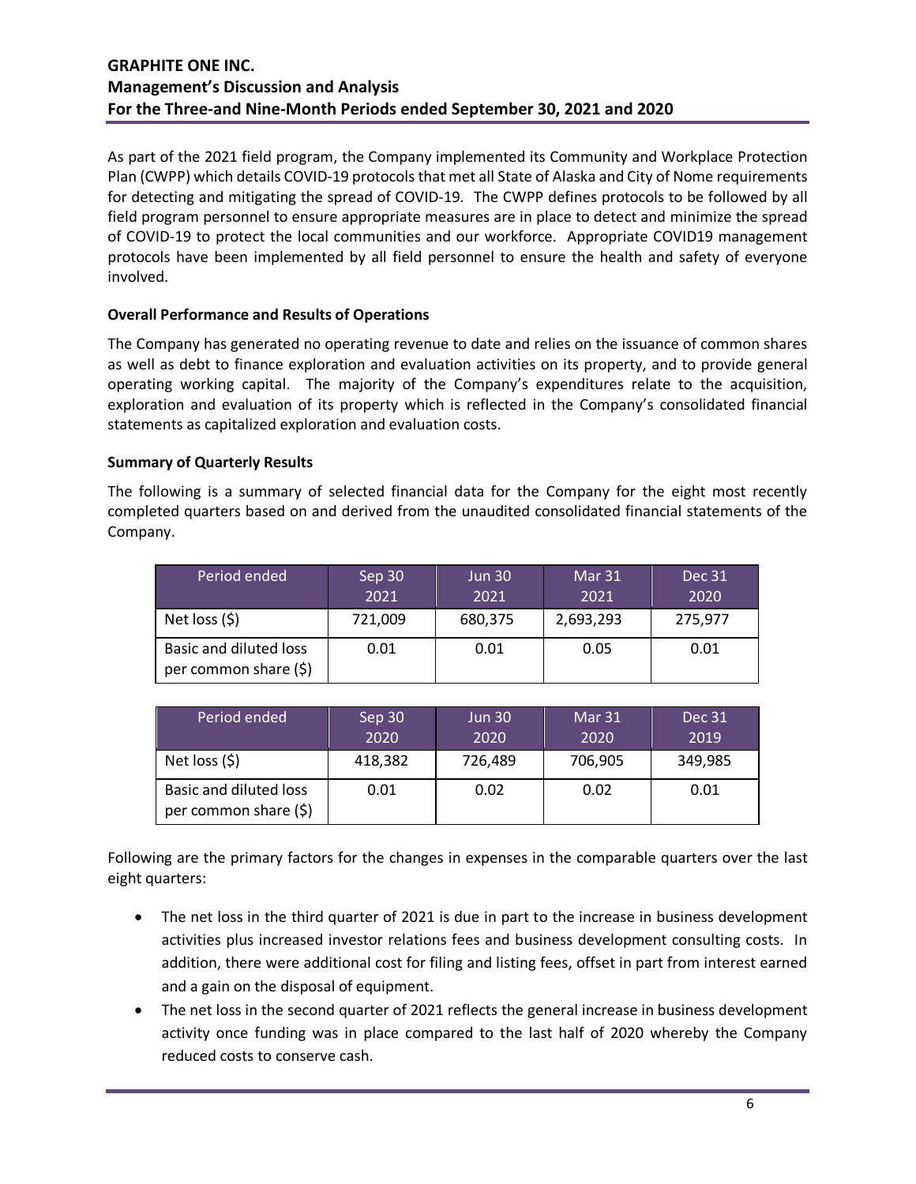As part of the 2021 field program, the Company implemented its Community and Workplace Protection Plan (CWPP) which details COVID-19 protocols that met all State of Alaska and City of Nome requirements for detecting and mitigating the spread of COVID-19. The CWPP defines protocols to be followed by all field program personnel to ensure appropriate measures are in place to detect and minimize the spread of COVID-19 to protect the local communities and our workforce. Appropriate COVID19 management protocols have been implemented by all field personnel to ensure the health and safety of everyone involved.

**Overall Performance and Results of Operations**

The Company has generated no operating revenue to date and relies on the issuance of common shares as well as debt to finance exploration and evaluation activities on its property, and to provide general operating working capital. The majority of the Company's expenditures relate to the acquisition, exploration and evaluation of its property which is reflected in the Company's consolidated financial statements as capitalized exploration and evaluation costs.

**Summary of Quarterly Results**

The following is a summary of selected financial data for the Company for the eight most recently completed quarters based on and derived from the unaudited consolidated financial statements of the Company.

| Period ended | Sep 30 2021 | Jun 30 2021 | Mar 31 2021 | Dec 31 2020 |
|---|---|---|---|---|
| Net loss ($) | 721,009 | 680,375 | 2,693,293 | 275,977 |
| Basic and diluted loss per common share ($) | 0.01 | 0.01 | 0.05 | 0.01 |

| Period ended | Sep 30 2020 | Jun 30 2020 | Mar 31 2020 | Dec 31 2019 |
|---|---|---|---|---|
| Net loss ($) | 418,382 | 726,489 | 706,905 | 349,985 |
| Basic and diluted loss per common share ($) | 0.01 | 0.02 | 0.02 | 0.01 |

Following are the primary factors for the changes in expenses in the comparable quarters over the last eight quarters:

- The net loss in the third quarter of 2021 is due in part to the increase in business development activities plus increased investor relations fees and business development consulting costs. In addition, there were additional cost for filing and listing fees, offset in part from interest earned and a gain on the disposal of equipment.
- The net loss in the second quarter of 2021 reflects the general increase in business development activity once funding was in place compared to the last half of 2020 whereby the Company reduced costs to conserve cash.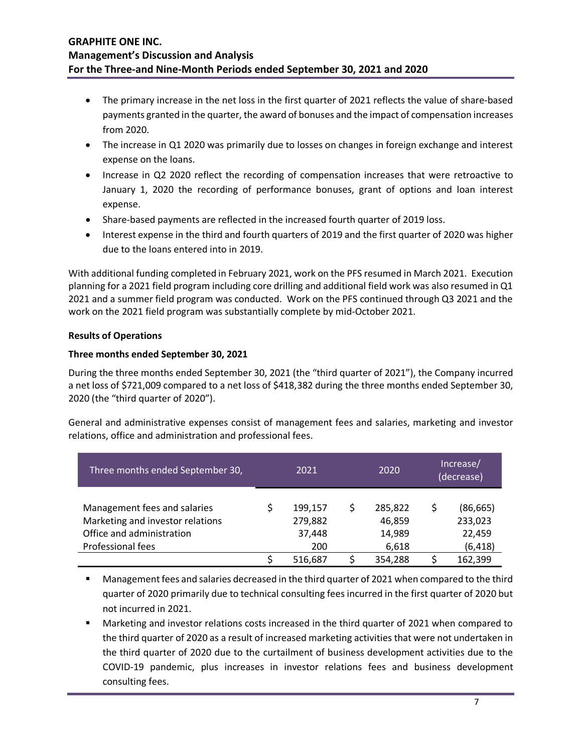- The primary increase in the net loss in the first quarter of 2021 reflects the value of share-based payments granted in the quarter, the award of bonuses and the impact of compensation increases from 2020.
- The increase in Q1 2020 was primarily due to losses on changes in foreign exchange and interest expense on the loans.
- Increase in Q2 2020 reflect the recording of compensation increases that were retroactive to January 1, 2020 the recording of performance bonuses, grant of options and loan interest expense.
- Share-based payments are reflected in the increased fourth quarter of 2019 loss.
- Interest expense in the third and fourth quarters of 2019 and the first quarter of 2020 was higher due to the loans entered into in 2019.

With additional funding completed in February 2021, work on the PFS resumed in March 2021. Execution planning for a 2021 field program including core drilling and additional field work was also resumed in Q1 2021 and a summer field program was conducted. Work on the PFS continued through Q3 2021 and the work on the 2021 field program was substantially complete by mid-October 2021.

**Results of Operations**

**Three months ended September 30, 2021**

During the three months ended September 30, 2021 (the "third quarter of 2021"), the Company incurred a net loss of $721,009 compared to a net loss of $418,382 during the three months ended September 30, 2020 (the "third quarter of 2020").

General and administrative expenses consist of management fees and salaries, marketing and investor relations, office and administration and professional fees.

| Three months ended September 30, | 2021 | 2020 | Increase/ (decrease) |
|---|---|---|---|
| Management fees and salaries | $ 199,157 | $ 285,822 | $ (86,665) |
| Marketing and investor relations | 279,882 | 46,859 | 233,023 |
| Office and administration | 37,448 | 14,989 | 22,459 |
| Professional fees | 200 | 6,618 | (6,418) |
| | $ 516,687 | $ 354,288 | $ 162,399 |

- Management fees and salaries decreased in the third quarter of 2021 when compared to the third quarter of 2020 primarily due to technical consulting fees incurred in the first quarter of 2020 but not incurred in 2021.
- Marketing and investor relations costs increased in the third quarter of 2021 when compared to the third quarter of 2020 as a result of increased marketing activities that were not undertaken in the third quarter of 2020 due to the curtailment of business development activities due to the COVID-19 pandemic, plus increases in investor relations fees and business development consulting fees.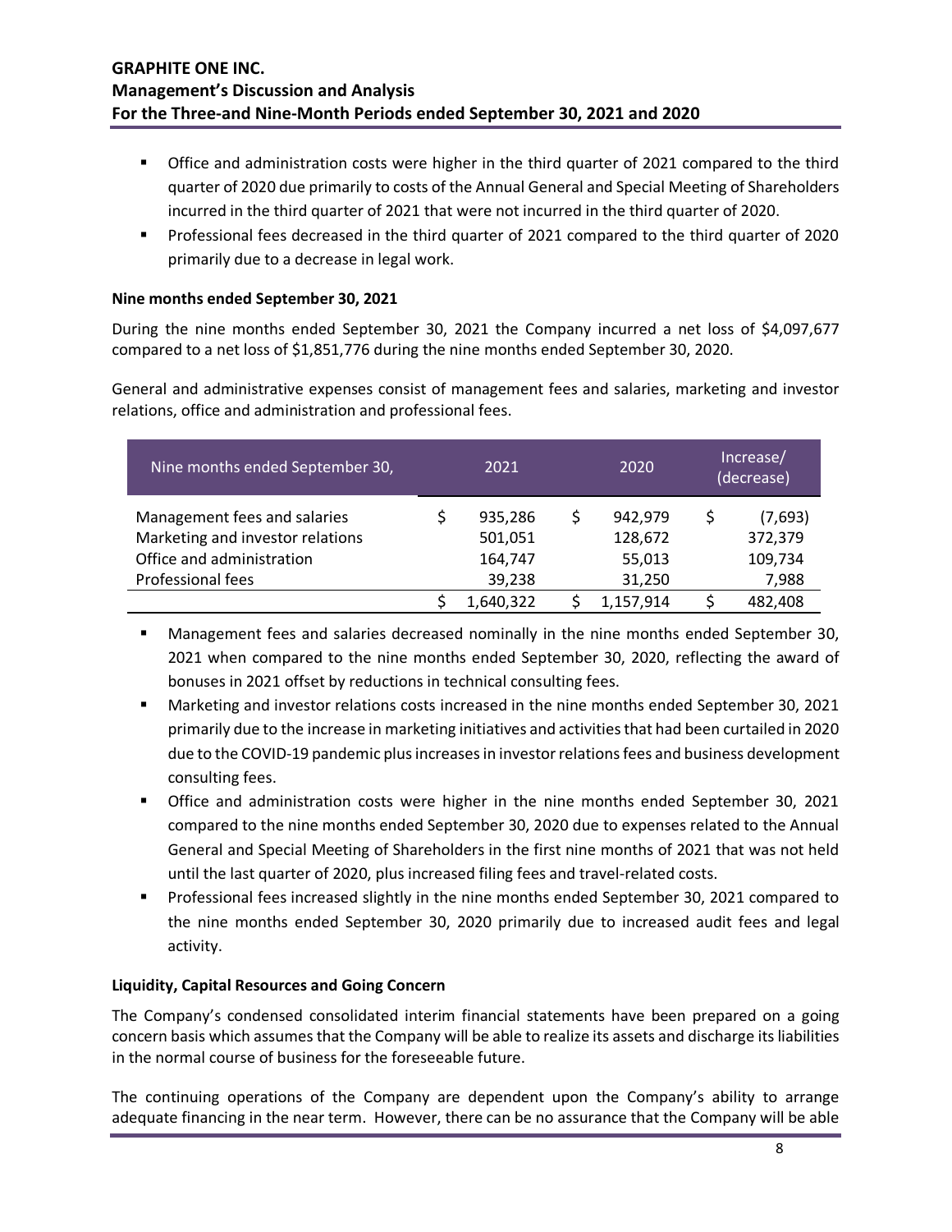- Office and administration costs were higher in the third quarter of 2021 compared to the third quarter of 2020 due primarily to costs of the Annual General and Special Meeting of Shareholders incurred in the third quarter of 2021 that were not incurred in the third quarter of 2020.
- Professional fees decreased in the third quarter of 2021 compared to the third quarter of 2020 primarily due to a decrease in legal work.

**Nine months ended September 30, 2021**

During the nine months ended September 30, 2021 the Company incurred a net loss of $4,097,677 compared to a net loss of $1,851,776 during the nine months ended September 30, 2020.

General and administrative expenses consist of management fees and salaries, marketing and investor relations, office and administration and professional fees.

| Nine months ended September 30, | 2021 | 2020 | Increase/ (decrease) |
|---|---|---|---|
| Management fees and salaries | $ 935,286 | $ 942,979 | $ (7,693) |
| Marketing and investor relations | 501,051 | 128,672 | 372,379 |
| Office and administration | 164,747 | 55,013 | 109,734 |
| Professional fees | 39,238 | 31,250 | 7,988 |
| | $ 1,640,322 | $ 1,157,914 | $ 482,408 |

- Management fees and salaries decreased nominally in the nine months ended September 30, 2021 when compared to the nine months ended September 30, 2020, reflecting the award of bonuses in 2021 offset by reductions in technical consulting fees.
- Marketing and investor relations costs increased in the nine months ended September 30, 2021 primarily due to the increase in marketing initiatives and activities that had been curtailed in 2020 due to the COVID-19 pandemic plus increases in investor relations fees and business development consulting fees.
- Office and administration costs were higher in the nine months ended September 30, 2021 compared to the nine months ended September 30, 2020 due to expenses related to the Annual General and Special Meeting of Shareholders in the first nine months of 2021 that was not held until the last quarter of 2020, plus increased filing fees and travel-related costs.
- Professional fees increased slightly in the nine months ended September 30, 2021 compared to the nine months ended September 30, 2020 primarily due to increased audit fees and legal activity.

**Liquidity, Capital Resources and Going Concern**

The Company's condensed consolidated interim financial statements have been prepared on a going concern basis which assumes that the Company will be able to realize its assets and discharge its liabilities in the normal course of business for the foreseeable future.

The continuing operations of the Company are dependent upon the Company's ability to arrange adequate financing in the near term. However, there can be no assurance that the Company will be able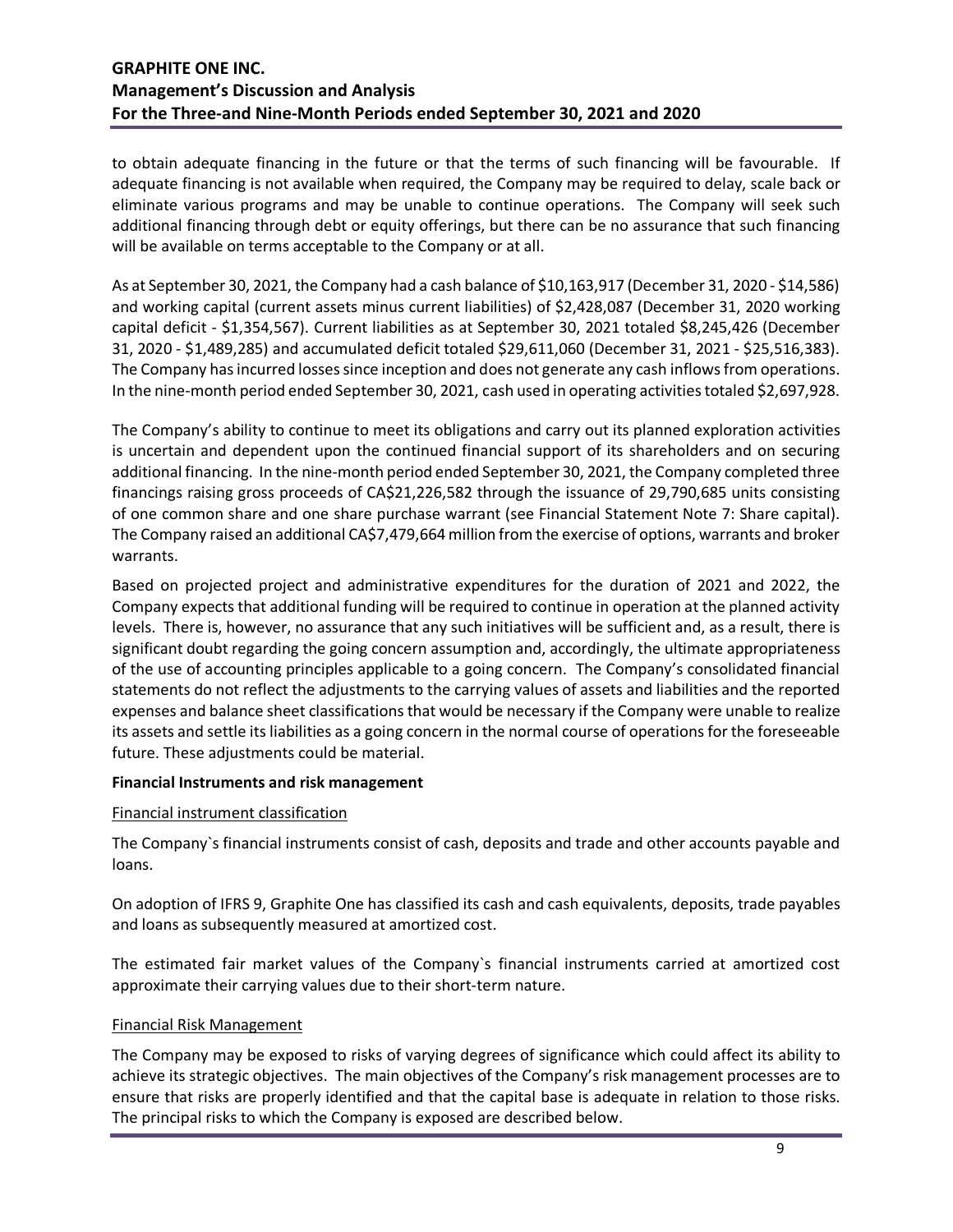to obtain adequate financing in the future or that the terms of such financing will be favourable. If adequate financing is not available when required, the Company may be required to delay, scale back or eliminate various programs and may be unable to continue operations. The Company will seek such additional financing through debt or equity offerings, but there can be no assurance that such financing will be available on terms acceptable to the Company or at all.

As at September 30, 2021, the Company had a cash balance of $10,163,917 (December 31, 2020 - $14,586) and working capital (current assets minus current liabilities) of $2,428,087 (December 31, 2020 working capital deficit - $1,354,567). Current liabilities as at September 30, 2021 totaled $8,245,426 (December 31, 2020 - $1,489,285) and accumulated deficit totaled $29,611,060 (December 31, 2021 - $25,516,383). The Company has incurred losses since inception and does not generate any cash inflows from operations. In the nine-month period ended September 30, 2021, cash used in operating activities totaled $2,697,928.

The Company's ability to continue to meet its obligations and carry out its planned exploration activities is uncertain and dependent upon the continued financial support of its shareholders and on securing additional financing. In the nine-month period ended September 30, 2021, the Company completed three financings raising gross proceeds of CA$21,226,582 through the issuance of 29,790,685 units consisting of one common share and one share purchase warrant (see Financial Statement Note 7: Share capital). The Company raised an additional CA$7,479,664 million from the exercise of options, warrants and broker warrants.

Based on projected project and administrative expenditures for the duration of 2021 and 2022, the Company expects that additional funding will be required to continue in operation at the planned activity levels. There is, however, no assurance that any such initiatives will be sufficient and, as a result, there is significant doubt regarding the going concern assumption and, accordingly, the ultimate appropriateness of the use of accounting principles applicable to a going concern. The Company's consolidated financial statements do not reflect the adjustments to the carrying values of assets and liabilities and the reported expenses and balance sheet classifications that would be necessary if the Company were unable to realize its assets and settle its liabilities as a going concern in the normal course of operations for the foreseeable future. These adjustments could be material.

**Financial Instruments and risk management**

Financial instrument classification

The Company`s financial instruments consist of cash, deposits and trade and other accounts payable and loans.

On adoption of IFRS 9, Graphite One has classified its cash and cash equivalents, deposits, trade payables and loans as subsequently measured at amortized cost.

The estimated fair market values of the Company`s financial instruments carried at amortized cost approximate their carrying values due to their short-term nature.

Financial Risk Management

The Company may be exposed to risks of varying degrees of significance which could affect its ability to achieve its strategic objectives. The main objectives of the Company's risk management processes are to ensure that risks are properly identified and that the capital base is adequate in relation to those risks. The principal risks to which the Company is exposed are described below.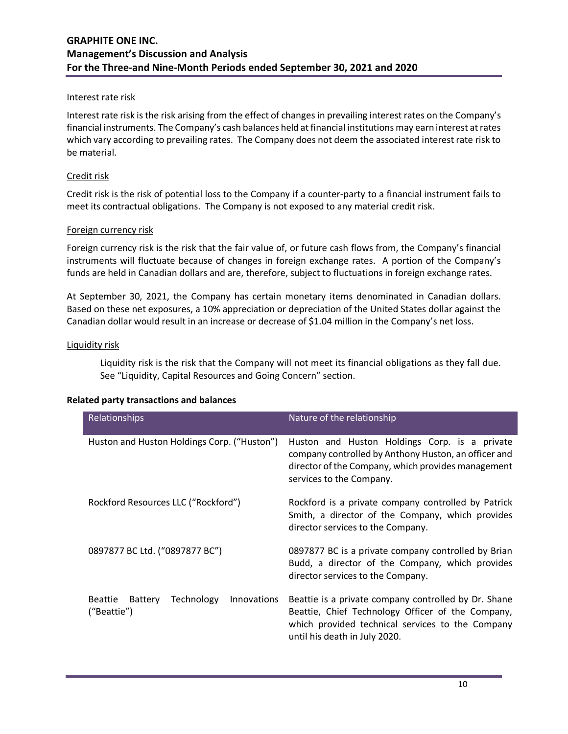#### Interest rate risk

Interest rate risk is the risk arising from the effect of changes in prevailing interest rates on the Company's financial instruments. The Company's cash balances held at financial institutions may earn interest at rates which vary according to prevailing rates. The Company does not deem the associated interest rate risk to be material.

#### Credit risk

Credit risk is the risk of potential loss to the Company if a counter-party to a financial instrument fails to meet its contractual obligations. The Company is not exposed to any material credit risk.

#### Foreign currency risk

Foreign currency risk is the risk that the fair value of, or future cash flows from, the Company's financial instruments will fluctuate because of changes in foreign exchange rates. A portion of the Company's funds are held in Canadian dollars and are, therefore, subject to fluctuations in foreign exchange rates.

At September 30, 2021, the Company has certain monetary items denominated in Canadian dollars. Based on these net exposures, a 10% appreciation or depreciation of the United States dollar against the Canadian dollar would result in an increase or decrease of $1.04 million in the Company's net loss.

#### Liquidity risk

Liquidity risk is the risk that the Company will not meet its financial obligations as they fall due. See "Liquidity, Capital Resources and Going Concern" section.

### Related party transactions and balances

| Relationships | Nature of the relationship |
|---|---|
| Huston and Huston Holdings Corp. ("Huston") | Huston and Huston Holdings Corp. is a private company controlled by Anthony Huston, an officer and director of the Company, which provides management services to the Company. |
| Rockford Resources LLC ("Rockford") | Rockford is a private company controlled by Patrick Smith, a director of the Company, which provides director services to the Company. |
| 0897877 BC Ltd. ("0897877 BC") | 0897877 BC is a private company controlled by Brian Budd, a director of the Company, which provides director services to the Company. |
| Beattie Battery Technology Innovations ("Beattie") | Beattie is a private company controlled by Dr. Shane Beattie, Chief Technology Officer of the Company, which provided technical services to the Company until his death in July 2020. |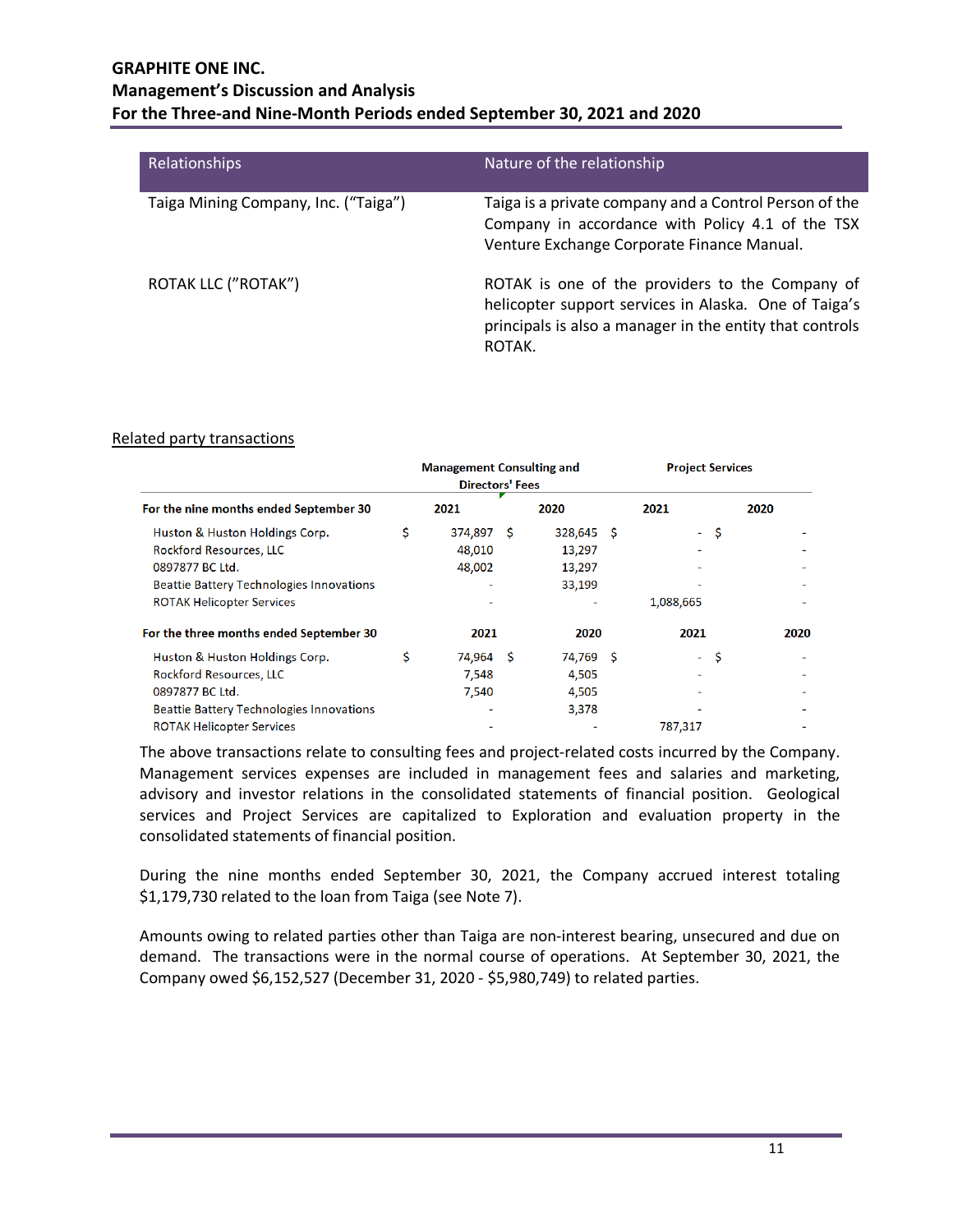| Relationships | Nature of the relationship |
|---|---|
| Taiga Mining Company, Inc. ("Taiga") | Taiga is a private company and a Control Person of the Company in accordance with Policy 4.1 of the TSX Venture Exchange Corporate Finance Manual. |
| ROTAK LLC ("ROTAK") | ROTAK is one of the providers to the Company of helicopter support services in Alaska. One of Taiga's principals is also a manager in the entity that controls ROTAK. |

Related party transactions

| | Management Consulting and Directors' Fees | | Project Services | |
|---|---|---|---|---|
| **For the nine months ended September 30** | **2021** | **2020** | **2021** | **2020** |
| Huston & Huston Holdings Corp. | $ 374,897 | $ 328,645 | $ - | $ - |
| Rockford Resources, LLC | 48,010 | 13,297 | - | - |
| 0897877 BC Ltd. | 48,002 | 13,297 | - | - |
| Beattie Battery Technologies Innovations | - | 33,199 | - | - |
| ROTAK Helicopter Services | - | - | 1,088,665 | - |
| **For the three months ended September 30** | **2021** | **2020** | **2021** | **2020** |
| Huston & Huston Holdings Corp. | $ 74,964 | $ 74,769 | $ - | $ - |
| Rockford Resources, LLC | 7,548 | 4,505 | - | - |
| 0897877 BC Ltd. | 7,540 | 4,505 | - | - |
| Beattie Battery Technologies Innovations | - | 3,378 | - | - |
| ROTAK Helicopter Services | - | - | 787,317 | - |

The above transactions relate to consulting fees and project-related costs incurred by the Company. Management services expenses are included in management fees and salaries and marketing, advisory and investor relations in the consolidated statements of financial position. Geological services and Project Services are capitalized to Exploration and evaluation property in the consolidated statements of financial position.

During the nine months ended September 30, 2021, the Company accrued interest totaling $1,179,730 related to the loan from Taiga (see Note 7).

Amounts owing to related parties other than Taiga are non-interest bearing, unsecured and due on demand. The transactions were in the normal course of operations. At September 30, 2021, the Company owed $6,152,527 (December 31, 2020 - $5,980,749) to related parties.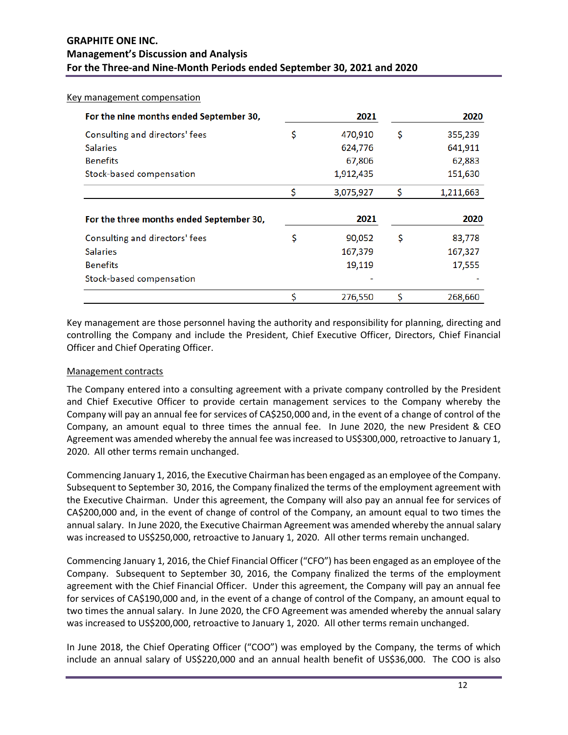Key management compensation

| For the nine months ended September 30, | | 2021 | | 2020 |
|---|---|---|---|---|
| Consulting and directors' fees | $ | 470,910 | $ | 355,239 |
| Salaries | | 624,776 | | 641,911 |
| Benefits | | 67,806 | | 62,883 |
| Stock-based compensation | | 1,912,435 | | 151,630 |
| | $ | 3,075,927 | $ | 1,211,663 |

| For the three months ended September 30, | | 2021 | | 2020 |
|---|---|---|---|---|
| Consulting and directors' fees | $ | 90,052 | $ | 83,778 |
| Salaries | | 167,379 | | 167,327 |
| Benefits | | 19,119 | | 17,555 |
| Stock-based compensation | | - | | - |
| | $ | 276,550 | $ | 268,660 |

Key management are those personnel having the authority and responsibility for planning, directing and controlling the Company and include the President, Chief Executive Officer, Directors, Chief Financial Officer and Chief Operating Officer.

Management contracts

The Company entered into a consulting agreement with a private company controlled by the President and Chief Executive Officer to provide certain management services to the Company whereby the Company will pay an annual fee for services of CA$250,000 and, in the event of a change of control of the Company, an amount equal to three times the annual fee. In June 2020, the new President & CEO Agreement was amended whereby the annual fee was increased to US$300,000, retroactive to January 1, 2020. All other terms remain unchanged.

Commencing January 1, 2016, the Executive Chairman has been engaged as an employee of the Company. Subsequent to September 30, 2016, the Company finalized the terms of the employment agreement with the Executive Chairman. Under this agreement, the Company will also pay an annual fee for services of CA$200,000 and, in the event of change of control of the Company, an amount equal to two times the annual salary. In June 2020, the Executive Chairman Agreement was amended whereby the annual salary was increased to US$250,000, retroactive to January 1, 2020. All other terms remain unchanged.

Commencing January 1, 2016, the Chief Financial Officer ("CFO") has been engaged as an employee of the Company. Subsequent to September 30, 2016, the Company finalized the terms of the employment agreement with the Chief Financial Officer. Under this agreement, the Company will pay an annual fee for services of CA$190,000 and, in the event of a change of control of the Company, an amount equal to two times the annual salary. In June 2020, the CFO Agreement was amended whereby the annual salary was increased to US$200,000, retroactive to January 1, 2020. All other terms remain unchanged.

In June 2018, the Chief Operating Officer ("COO") was employed by the Company, the terms of which include an annual salary of US$220,000 and an annual health benefit of US$36,000. The COO is also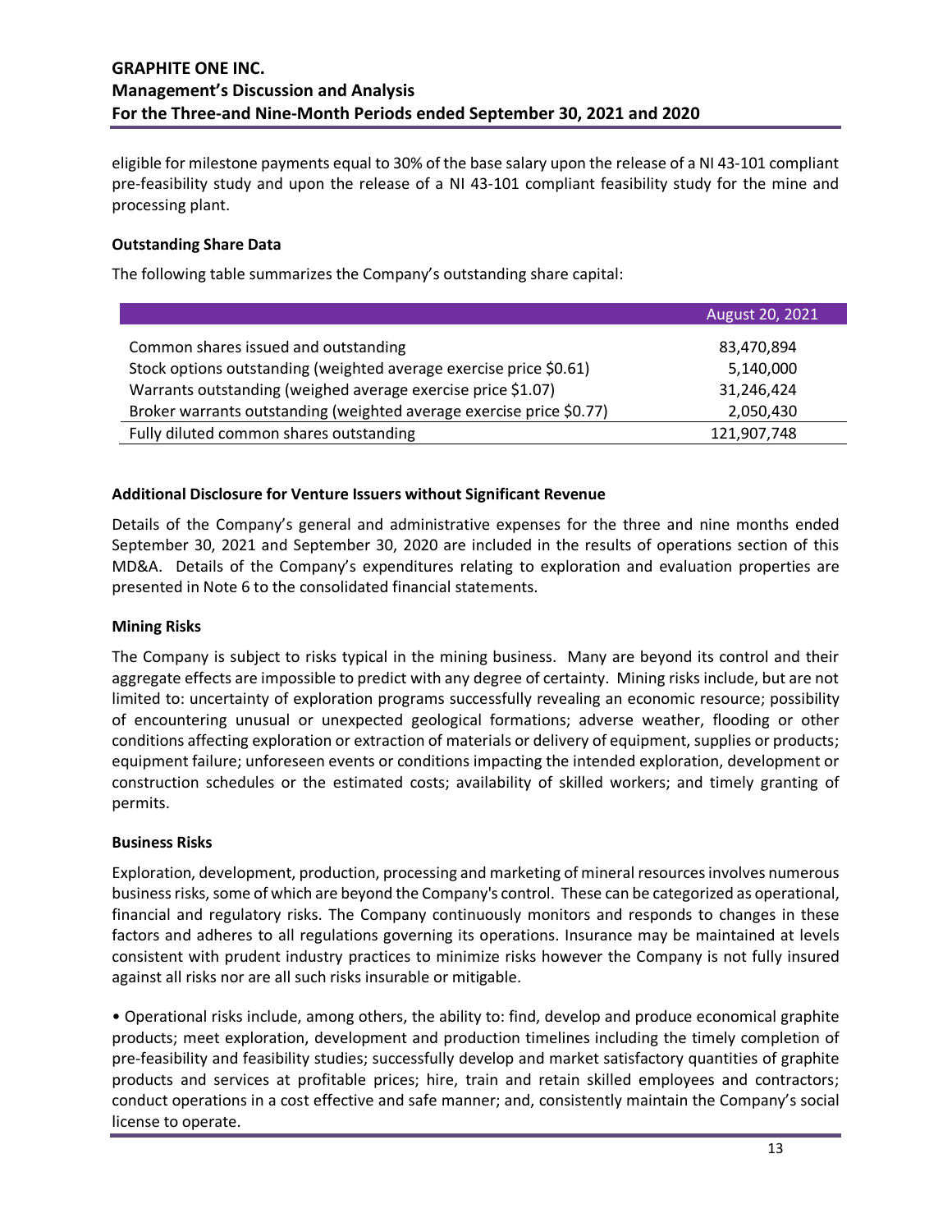eligible for milestone payments equal to 30% of the base salary upon the release of a NI 43-101 compliant pre-feasibility study and upon the release of a NI 43-101 compliant feasibility study for the mine and processing plant.

**Outstanding Share Data**

The following table summarizes the Company's outstanding share capital:

| | August 20, 2021 |
|---|---|
| Common shares issued and outstanding | 83,470,894 |
| Stock options outstanding (weighted average exercise price $0.61) | 5,140,000 |
| Warrants outstanding (weighed average exercise price $1.07) | 31,246,424 |
| Broker warrants outstanding (weighted average exercise price $0.77) | 2,050,430 |
| Fully diluted common shares outstanding | 121,907,748 |

**Additional Disclosure for Venture Issuers without Significant Revenue**

Details of the Company's general and administrative expenses for the three and nine months ended September 30, 2021 and September 30, 2020 are included in the results of operations section of this MD&A. Details of the Company's expenditures relating to exploration and evaluation properties are presented in Note 6 to the consolidated financial statements.

**Mining Risks**

The Company is subject to risks typical in the mining business. Many are beyond its control and their aggregate effects are impossible to predict with any degree of certainty. Mining risks include, but are not limited to: uncertainty of exploration programs successfully revealing an economic resource; possibility of encountering unusual or unexpected geological formations; adverse weather, flooding or other conditions affecting exploration or extraction of materials or delivery of equipment, supplies or products; equipment failure; unforeseen events or conditions impacting the intended exploration, development or construction schedules or the estimated costs; availability of skilled workers; and timely granting of permits.

**Business Risks**

Exploration, development, production, processing and marketing of mineral resources involves numerous business risks, some of which are beyond the Company's control. These can be categorized as operational, financial and regulatory risks. The Company continuously monitors and responds to changes in these factors and adheres to all regulations governing its operations. Insurance may be maintained at levels consistent with prudent industry practices to minimize risks however the Company is not fully insured against all risks nor are all such risks insurable or mitigable.

- Operational risks include, among others, the ability to: find, develop and produce economical graphite products; meet exploration, development and production timelines including the timely completion of pre-feasibility and feasibility studies; successfully develop and market satisfactory quantities of graphite products and services at profitable prices; hire, train and retain skilled employees and contractors; conduct operations in a cost effective and safe manner; and, consistently maintain the Company's social license to operate.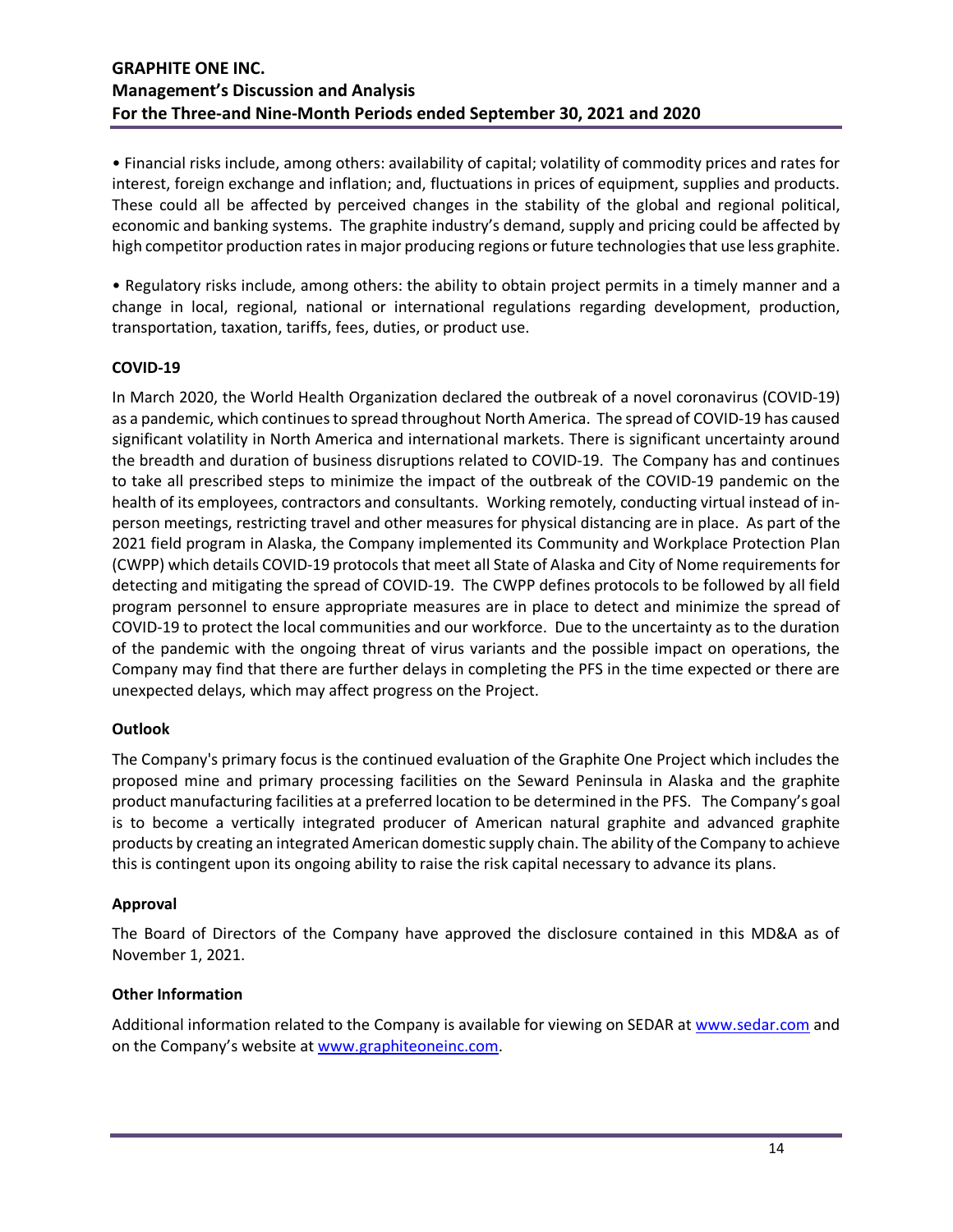• Financial risks include, among others: availability of capital; volatility of commodity prices and rates for interest, foreign exchange and inflation; and, fluctuations in prices of equipment, supplies and products. These could all be affected by perceived changes in the stability of the global and regional political, economic and banking systems. The graphite industry's demand, supply and pricing could be affected by high competitor production rates in major producing regions or future technologies that use less graphite.

• Regulatory risks include, among others: the ability to obtain project permits in a timely manner and a change in local, regional, national or international regulations regarding development, production, transportation, taxation, tariffs, fees, duties, or product use.

**COVID-19**

In March 2020, the World Health Organization declared the outbreak of a novel coronavirus (COVID-19) as a pandemic, which continues to spread throughout North America. The spread of COVID-19 has caused significant volatility in North America and international markets. There is significant uncertainty around the breadth and duration of business disruptions related to COVID-19. The Company has and continues to take all prescribed steps to minimize the impact of the outbreak of the COVID-19 pandemic on the health of its employees, contractors and consultants. Working remotely, conducting virtual instead of in-person meetings, restricting travel and other measures for physical distancing are in place. As part of the 2021 field program in Alaska, the Company implemented its Community and Workplace Protection Plan (CWPP) which details COVID-19 protocols that meet all State of Alaska and City of Nome requirements for detecting and mitigating the spread of COVID-19. The CWPP defines protocols to be followed by all field program personnel to ensure appropriate measures are in place to detect and minimize the spread of COVID-19 to protect the local communities and our workforce. Due to the uncertainty as to the duration of the pandemic with the ongoing threat of virus variants and the possible impact on operations, the Company may find that there are further delays in completing the PFS in the time expected or there are unexpected delays, which may affect progress on the Project.

**Outlook**

The Company's primary focus is the continued evaluation of the Graphite One Project which includes the proposed mine and primary processing facilities on the Seward Peninsula in Alaska and the graphite product manufacturing facilities at a preferred location to be determined in the PFS. The Company's goal is to become a vertically integrated producer of American natural graphite and advanced graphite products by creating an integrated American domestic supply chain. The ability of the Company to achieve this is contingent upon its ongoing ability to raise the risk capital necessary to advance its plans.

**Approval**

The Board of Directors of the Company have approved the disclosure contained in this MD&A as of November 1, 2021.

**Other Information**

Additional information related to the Company is available for viewing on SEDAR at www.sedar.com and on the Company's website at www.graphiteoneinc.com.